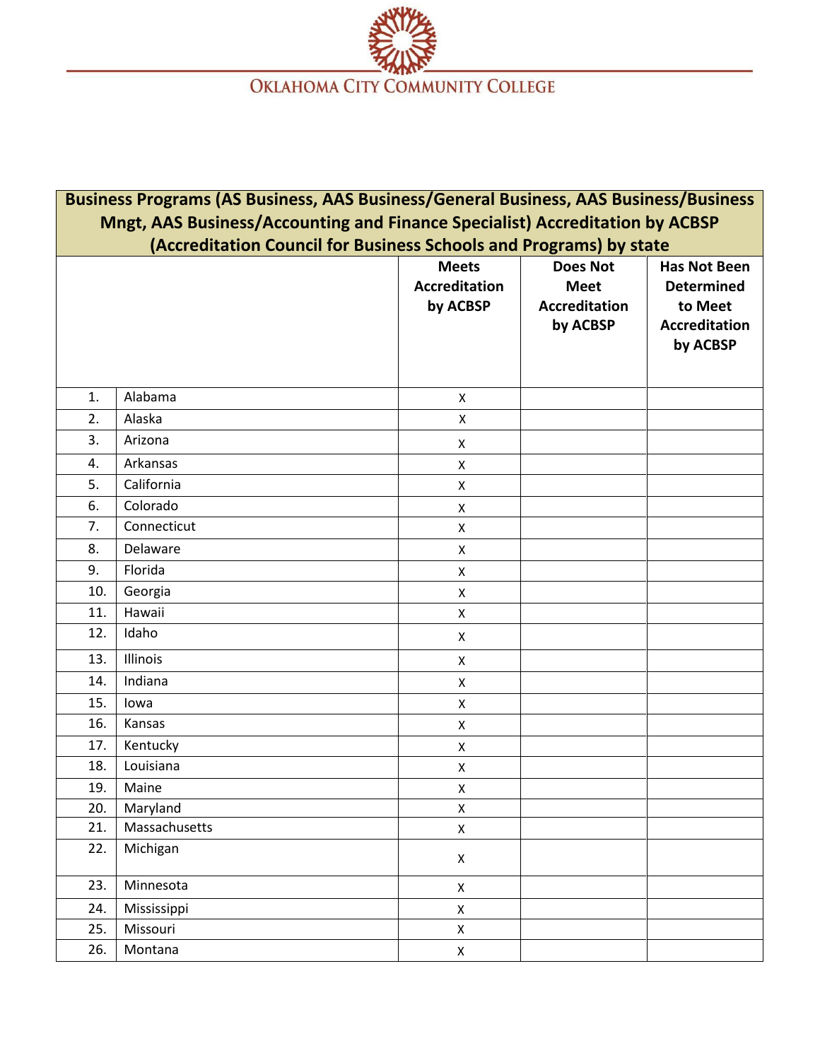OKLAHOMA CITY COMMUNITY COLLEGE

| Business Programs (AS Business, AAS Business/General Business, AAS Business/Business Mngt, AAS Business/Accounting and Finance Specialist) Accreditation by ACBSP (Accreditation Council for Business Schools and Programs) by state | | | | |
|---|---|---|---|---|
| | | Meets Accreditation by ACBSP | Does Not Meet Accreditation by ACBSP | Has Not Been Determined to Meet Accreditation by ACBSP |
| 1. | Alabama | X | | |
| 2. | Alaska | X | | |
| 3. | Arizona | X | | |
| 4. | Arkansas | X | | |
| 5. | California | X | | |
| 6. | Colorado | X | | |
| 7. | Connecticut | X | | |
| 8. | Delaware | X | | |
| 9. | Florida | X | | |
| 10. | Georgia | X | | |
| 11. | Hawaii | X | | |
| 12. | Idaho | X | | |
| 13. | Illinois | X | | |
| 14. | Indiana | X | | |
| 15. | Iowa | X | | |
| 16. | Kansas | X | | |
| 17. | Kentucky | X | | |
| 18. | Louisiana | X | | |
| 19. | Maine | X | | |
| 20. | Maryland | X | | |
| 21. | Massachusetts | X | | |
| 22. | Michigan | X | | |
| 23. | Minnesota | X | | |
| 24. | Mississippi | X | | |
| 25. | Missouri | X | | |
| 26. | Montana | X | | |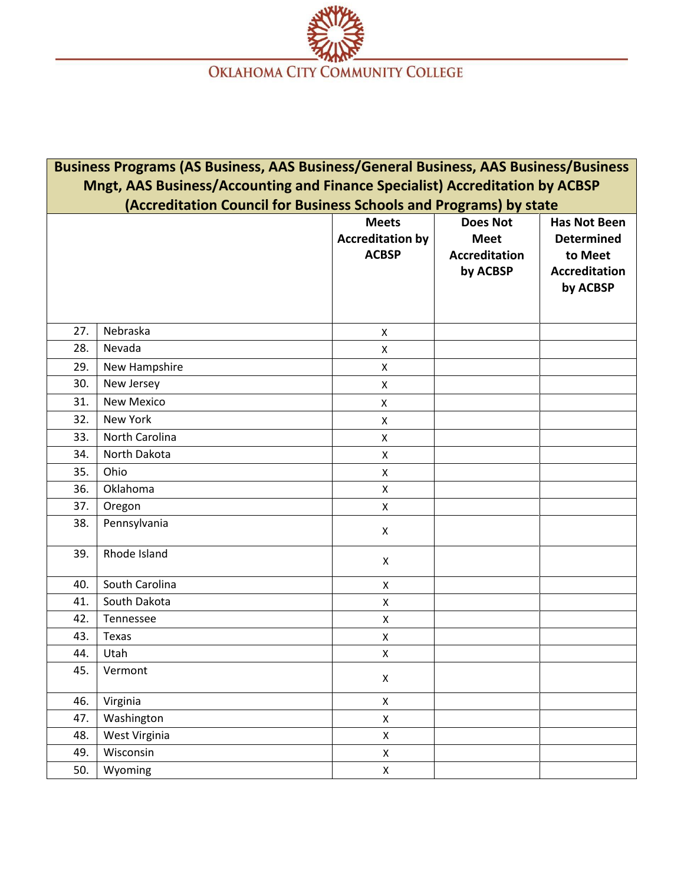| Business Programs (AS Business, AAS Business/General Business, AAS Business/Business Mngt, AAS Business/Accounting and Finance Specialist) Accreditation by ACBSP (Accreditation Council for Business Schools and Programs) by state | | | | |
|---|---|---|---|---|
| | | Meets Accreditation by ACBSP | Does Not Meet Accreditation by ACBSP | Has Not Been Determined to Meet Accreditation by ACBSP |
| 27. | Nebraska | X | | |
| 28. | Nevada | X | | |
| 29. | New Hampshire | X | | |
| 30. | New Jersey | X | | |
| 31. | New Mexico | X | | |
| 32. | New York | X | | |
| 33. | North Carolina | X | | |
| 34. | North Dakota | X | | |
| 35. | Ohio | X | | |
| 36. | Oklahoma | X | | |
| 37. | Oregon | X | | |
| 38. | Pennsylvania | X | | |
| 39. | Rhode Island | X | | |
| 40. | South Carolina | X | | |
| 41. | South Dakota | X | | |
| 42. | Tennessee | X | | |
| 43. | Texas | X | | |
| 44. | Utah | X | | |
| 45. | Vermont | X | | |
| 46. | Virginia | X | | |
| 47. | Washington | X | | |
| 48. | West Virginia | X | | |
| 49. | Wisconsin | X | | |
| 50. | Wyoming | X | | |